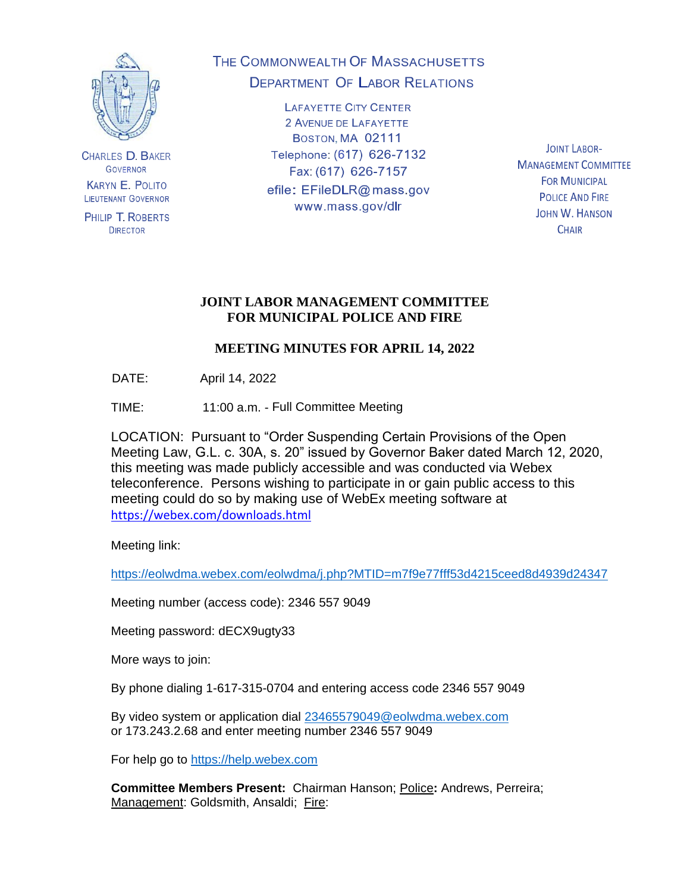CHARLES D. BAKER
GOVERNOR

KARYN E. POLITO
LIEUTENANT GOVERNOR

PHILIP T. ROBERTS
DIRECTOR

THE COMMONWEALTH OF MASSACHUSETTS
DEPARTMENT OF LABOR RELATIONS

LAFAYETTE CITY CENTER
2 AVENUE DE LAFAYETTE
BOSTON, MA 02111
Telephone: (617) 626-7132
Fax: (617) 626-7157
efile: EFileDLR@mass.gov
www.mass.gov/dlr

JOINT LABOR-
MANAGEMENT COMMITTEE
FOR MUNICIPAL
POLICE AND FIRE
JOHN W. HANSON
CHAIR

# JOINT LABOR MANAGEMENT COMMITTEE FOR MUNICIPAL POLICE AND FIRE

## MEETING MINUTES FOR APRIL 14, 2022

DATE: April 14, 2022

TIME: 11:00 a.m. - Full Committee Meeting

LOCATION: Pursuant to "Order Suspending Certain Provisions of the Open Meeting Law, G.L. c. 30A, s. 20" issued by Governor Baker dated March 12, 2020, this meeting was made publicly accessible and was conducted via Webex teleconference. Persons wishing to participate in or gain public access to this meeting could do so by making use of WebEx meeting software at https://webex.com/downloads.html

Meeting link:

https://eolwdma.webex.com/eolwdma/j.php?MTID=m7f9e77fff53d4215ceed8d4939d24347

Meeting number (access code): 2346 557 9049

Meeting password: dECX9ugty33

More ways to join:

By phone dialing 1-617-315-0704 and entering access code 2346 557 9049

By video system or application dial 23465579049@eolwdma.webex.com
or 173.243.2.68 and enter meeting number 2346 557 9049

For help go to https://help.webex.com

**Committee Members Present:** Chairman Hanson; Police**:** Andrews, Perreira; Management: Goldsmith, Ansaldi; Fire: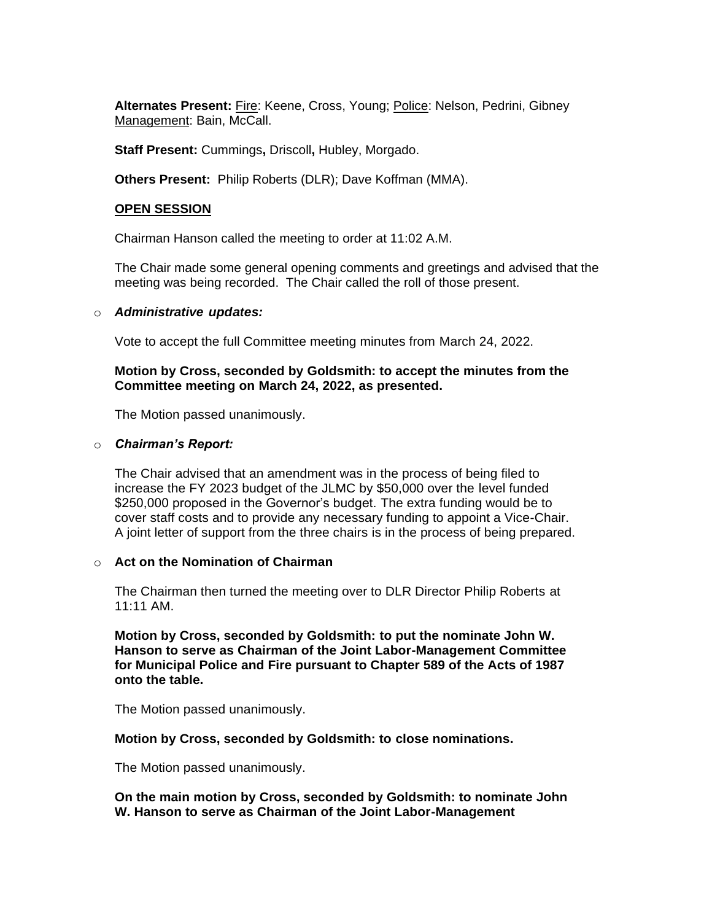**Alternates Present:** Fire: Keene, Cross, Young; Police: Nelson, Pedrini, Gibney Management: Bain, McCall.

**Staff Present:** Cummings**,** Driscoll**,** Hubley, Morgado.

**Others Present:** Philip Roberts (DLR); Dave Koffman (MMA).

**OPEN SESSION**

Chairman Hanson called the meeting to order at 11:02 A.M.

The Chair made some general opening comments and greetings and advised that the meeting was being recorded. The Chair called the roll of those present.

- ***Administrative updates:***

  Vote to accept the full Committee meeting minutes from March 24, 2022.

  **Motion by Cross, seconded by Goldsmith: to accept the minutes from the Committee meeting on March 24, 2022, as presented.**

  The Motion passed unanimously.

- ***Chairman's Report:***

  The Chair advised that an amendment was in the process of being filed to increase the FY 2023 budget of the JLMC by $50,000 over the level funded $250,000 proposed in the Governor's budget. The extra funding would be to cover staff costs and to provide any necessary funding to appoint a Vice-Chair. A joint letter of support from the three chairs is in the process of being prepared.

- **Act on the Nomination of Chairman**

  The Chairman then turned the meeting over to DLR Director Philip Roberts at 11:11 AM.

  **Motion by Cross, seconded by Goldsmith: to put the nominate John W. Hanson to serve as Chairman of the Joint Labor-Management Committee for Municipal Police and Fire pursuant to Chapter 589 of the Acts of 1987 onto the table.**

  The Motion passed unanimously.

  **Motion by Cross, seconded by Goldsmith: to close nominations.**

  The Motion passed unanimously.

  **On the main motion by Cross, seconded by Goldsmith: to nominate John W. Hanson to serve as Chairman of the Joint Labor-Management**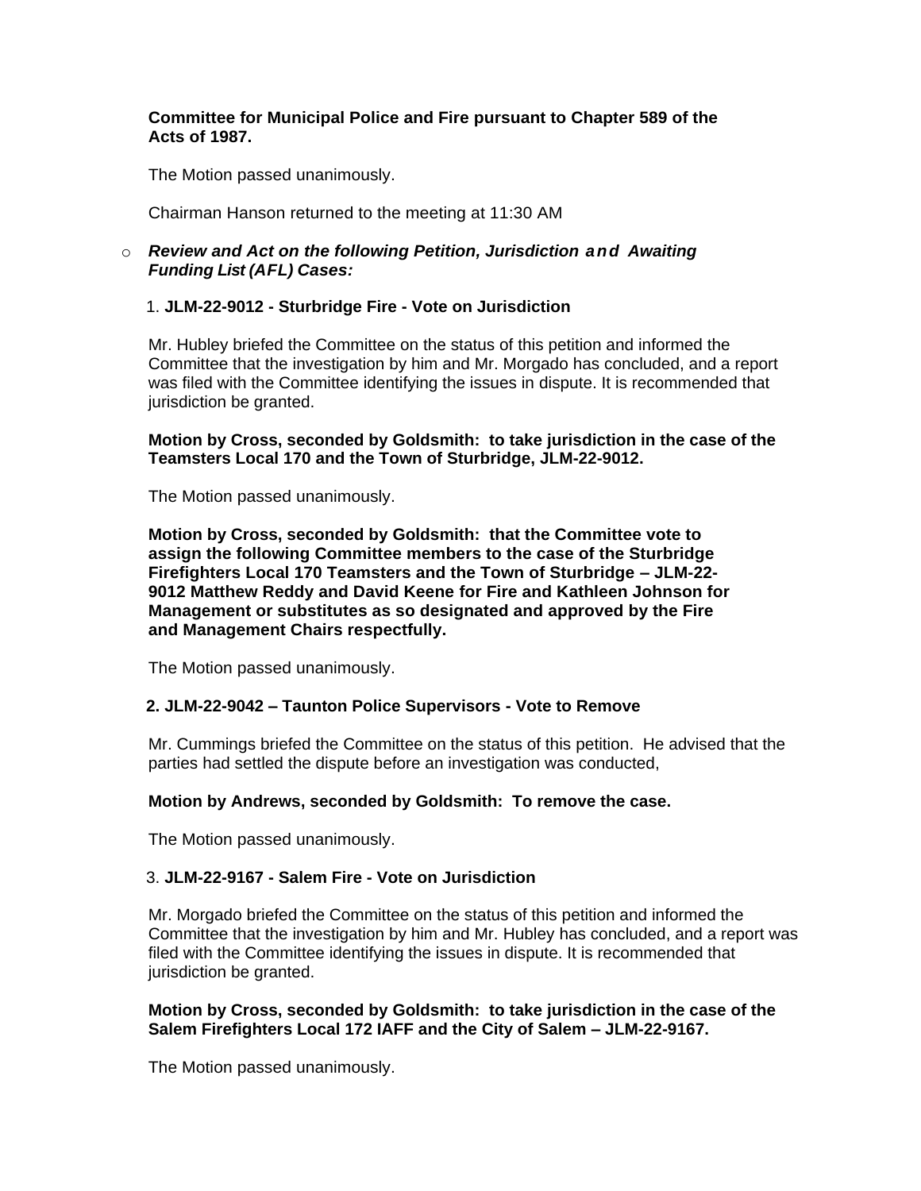**Committee for Municipal Police and Fire pursuant to Chapter 589 of the Acts of 1987.**

The Motion passed unanimously.

Chairman Hanson returned to the meeting at 11:30 AM

- ***Review and Act on the following Petition, Jurisdiction and Awaiting Funding List (AFL) Cases:***

1. **JLM-22-9012 - Sturbridge Fire - Vote on Jurisdiction**

Mr. Hubley briefed the Committee on the status of this petition and informed the Committee that the investigation by him and Mr. Morgado has concluded, and a report was filed with the Committee identifying the issues in dispute. It is recommended that jurisdiction be granted.

**Motion by Cross, seconded by Goldsmith: to take jurisdiction in the case of the Teamsters Local 170 and the Town of Sturbridge, JLM-22-9012.**

The Motion passed unanimously.

**Motion by Cross, seconded by Goldsmith: that the Committee vote to assign the following Committee members to the case of the Sturbridge Firefighters Local 170 Teamsters and the Town of Sturbridge – JLM-22-9012 Matthew Reddy and David Keene for Fire and Kathleen Johnson for Management or substitutes as so designated and approved by the Fire and Management Chairs respectfully.**

The Motion passed unanimously.

2. **JLM-22-9042 – Taunton Police Supervisors - Vote to Remove**

Mr. Cummings briefed the Committee on the status of this petition. He advised that the parties had settled the dispute before an investigation was conducted,

**Motion by Andrews, seconded by Goldsmith: To remove the case.**

The Motion passed unanimously.

3. **JLM-22-9167 - Salem Fire - Vote on Jurisdiction**

Mr. Morgado briefed the Committee on the status of this petition and informed the Committee that the investigation by him and Mr. Hubley has concluded, and a report was filed with the Committee identifying the issues in dispute. It is recommended that jurisdiction be granted.

**Motion by Cross, seconded by Goldsmith: to take jurisdiction in the case of the Salem Firefighters Local 172 IAFF and the City of Salem – JLM-22-9167.**

The Motion passed unanimously.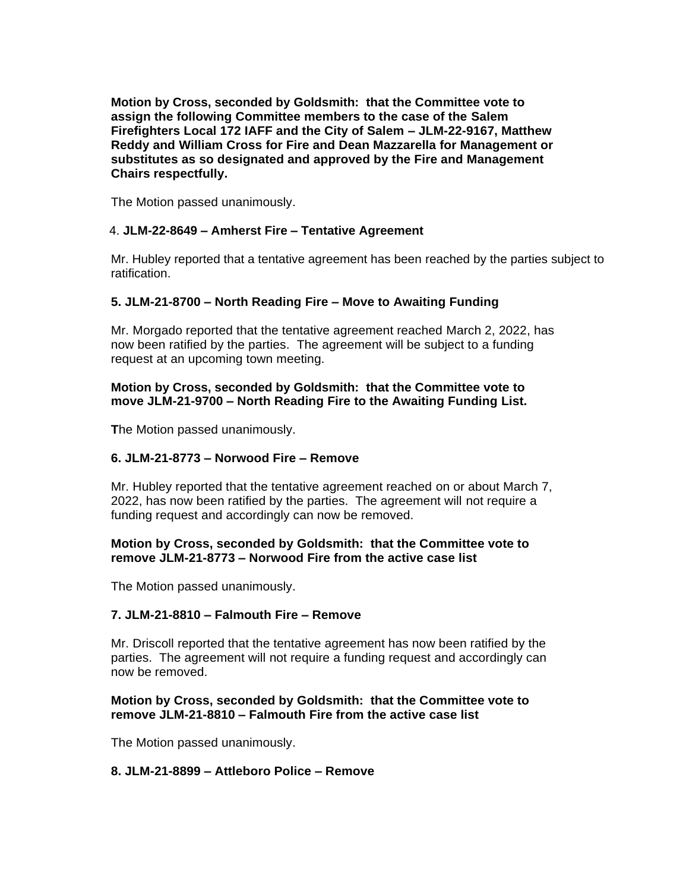**Motion by Cross, seconded by Goldsmith: that the Committee vote to assign the following Committee members to the case of the Salem Firefighters Local 172 IAFF and the City of Salem – JLM-22-9167, Matthew Reddy and William Cross for Fire and Dean Mazzarella for Management or substitutes as so designated and approved by the Fire and Management Chairs respectfully.**

The Motion passed unanimously.

4. **JLM-22-8649 – Amherst Fire – Tentative Agreement**

Mr. Hubley reported that a tentative agreement has been reached by the parties subject to ratification.

**5. JLM-21-8700 – North Reading Fire – Move to Awaiting Funding**

Mr. Morgado reported that the tentative agreement reached March 2, 2022, has now been ratified by the parties. The agreement will be subject to a funding request at an upcoming town meeting.

**Motion by Cross, seconded by Goldsmith: that the Committee vote to move JLM-21-9700 – North Reading Fire to the Awaiting Funding List.**

**T**he Motion passed unanimously.

**6. JLM-21-8773 – Norwood Fire – Remove**

Mr. Hubley reported that the tentative agreement reached on or about March 7, 2022, has now been ratified by the parties. The agreement will not require a funding request and accordingly can now be removed.

**Motion by Cross, seconded by Goldsmith: that the Committee vote to remove JLM-21-8773 – Norwood Fire from the active case list**

The Motion passed unanimously.

**7. JLM-21-8810 – Falmouth Fire – Remove**

Mr. Driscoll reported that the tentative agreement has now been ratified by the parties. The agreement will not require a funding request and accordingly can now be removed.

**Motion by Cross, seconded by Goldsmith: that the Committee vote to remove JLM-21-8810 – Falmouth Fire from the active case list**

The Motion passed unanimously.

**8. JLM-21-8899 – Attleboro Police – Remove**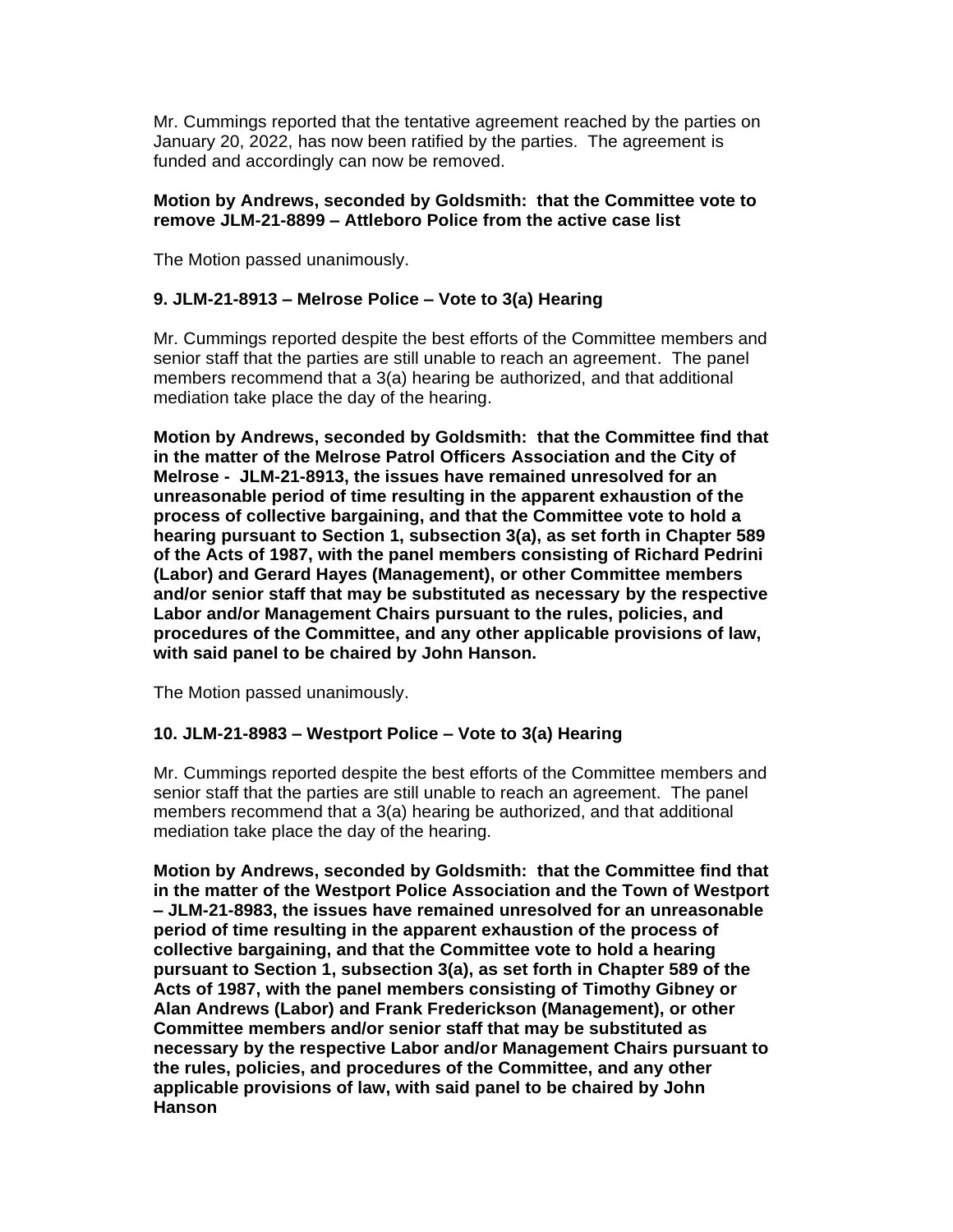Mr. Cummings reported that the tentative agreement reached by the parties on January 20, 2022, has now been ratified by the parties. The agreement is funded and accordingly can now be removed.

**Motion by Andrews, seconded by Goldsmith: that the Committee vote to remove JLM-21-8899 – Attleboro Police from the active case list**

The Motion passed unanimously.

### 9. JLM-21-8913 – Melrose Police – Vote to 3(a) Hearing

Mr. Cummings reported despite the best efforts of the Committee members and senior staff that the parties are still unable to reach an agreement. The panel members recommend that a 3(a) hearing be authorized, and that additional mediation take place the day of the hearing.

**Motion by Andrews, seconded by Goldsmith: that the Committee find that in the matter of the Melrose Patrol Officers Association and the City of Melrose - JLM-21-8913, the issues have remained unresolved for an unreasonable period of time resulting in the apparent exhaustion of the process of collective bargaining, and that the Committee vote to hold a hearing pursuant to Section 1, subsection 3(a), as set forth in Chapter 589 of the Acts of 1987, with the panel members consisting of Richard Pedrini (Labor) and Gerard Hayes (Management), or other Committee members and/or senior staff that may be substituted as necessary by the respective Labor and/or Management Chairs pursuant to the rules, policies, and procedures of the Committee, and any other applicable provisions of law, with said panel to be chaired by John Hanson.**

The Motion passed unanimously.

### 10. JLM-21-8983 – Westport Police – Vote to 3(a) Hearing

Mr. Cummings reported despite the best efforts of the Committee members and senior staff that the parties are still unable to reach an agreement. The panel members recommend that a 3(a) hearing be authorized, and that additional mediation take place the day of the hearing.

**Motion by Andrews, seconded by Goldsmith: that the Committee find that in the matter of the Westport Police Association and the Town of Westport – JLM-21-8983, the issues have remained unresolved for an unreasonable period of time resulting in the apparent exhaustion of the process of collective bargaining, and that the Committee vote to hold a hearing pursuant to Section 1, subsection 3(a), as set forth in Chapter 589 of the Acts of 1987, with the panel members consisting of Timothy Gibney or Alan Andrews (Labor) and Frank Frederickson (Management), or other Committee members and/or senior staff that may be substituted as necessary by the respective Labor and/or Management Chairs pursuant to the rules, policies, and procedures of the Committee, and any other applicable provisions of law, with said panel to be chaired by John Hanson**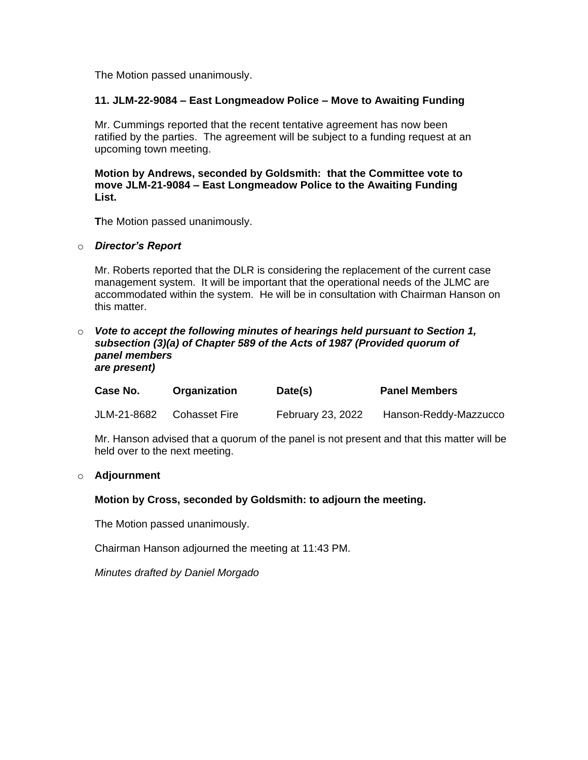The Motion passed unanimously.

**11. JLM-22-9084 – East Longmeadow Police – Move to Awaiting Funding**

Mr. Cummings reported that the recent tentative agreement has now been ratified by the parties. The agreement will be subject to a funding request at an upcoming town meeting.

**Motion by Andrews, seconded by Goldsmith: that the Committee vote to move JLM-21-9084 – East Longmeadow Police to the Awaiting Funding List.**

**T**he Motion passed unanimously.

- ***Director's Report***

Mr. Roberts reported that the DLR is considering the replacement of the current case management system. It will be important that the operational needs of the JLMC are accommodated within the system. He will be in consultation with Chairman Hanson on this matter.

- ***Vote to accept the following minutes of hearings held pursuant to Section 1, subsection (3)(a) of Chapter 589 of the Acts of 1987 (Provided quorum of panel members are present)***

| **Case No.** | **Organization** | **Date(s)** | **Panel Members** |
|---|---|---|---|
| JLM-21-8682 | Cohasset Fire | February 23, 2022 | Hanson-Reddy-Mazzucco |

Mr. Hanson advised that a quorum of the panel is not present and that this matter will be held over to the next meeting.

- **Adjournment**

**Motion by Cross, seconded by Goldsmith: to adjourn the meeting.**

The Motion passed unanimously.

Chairman Hanson adjourned the meeting at 11:43 PM.

*Minutes drafted by Daniel Morgado*